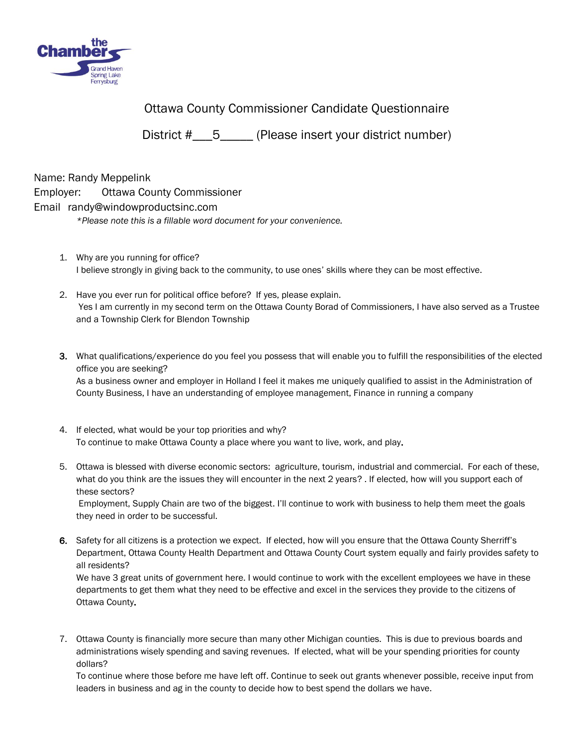the Chamber
Grand Haven
Spring Lake
Ferrysburg

# Ottawa County Commissioner Candidate Questionnaire

## District #___5_____ (Please insert your district number)

Name: Randy Meppelink
Employer: Ottawa County Commissioner
Email randy@windowproductsinc.com

*\*Please note this is a fillable word document for your convenience.*

1. Why are you running for office?
   I believe strongly in giving back to the community, to use ones' skills where they can be most effective.

2. Have you ever run for political office before? If yes, please explain.
   Yes I am currently in my second term on the Ottawa County Borad of Commissioners, I have also served as a Trustee and a Township Clerk for Blendon Township

3. What qualifications/experience do you feel you possess that will enable you to fulfill the responsibilities of the elected office you are seeking?
   As a business owner and employer in Holland I feel it makes me uniquely qualified to assist in the Administration of County Business, I have an understanding of employee management, Finance in running a company

4. If elected, what would be your top priorities and why?
   To continue to make Ottawa County a place where you want to live, work, and play.

5. Ottawa is blessed with diverse economic sectors: agriculture, tourism, industrial and commercial. For each of these, what do you think are the issues they will encounter in the next 2 years? . If elected, how will you support each of these sectors?
   Employment, Supply Chain are two of the biggest. I'll continue to work with business to help them meet the goals they need in order to be successful.

6. Safety for all citizens is a protection we expect. If elected, how will you ensure that the Ottawa County Sherriff's Department, Ottawa County Health Department and Ottawa County Court system equally and fairly provides safety to all residents?
   We have 3 great units of government here. I would continue to work with the excellent employees we have in these departments to get them what they need to be effective and excel in the services they provide to the citizens of Ottawa County.

7. Ottawa County is financially more secure than many other Michigan counties. This is due to previous boards and administrations wisely spending and saving revenues. If elected, what will be your spending priorities for county dollars?
   To continue where those before me have left off. Continue to seek out grants whenever possible, receive input from leaders in business and ag in the county to decide how to best spend the dollars we have.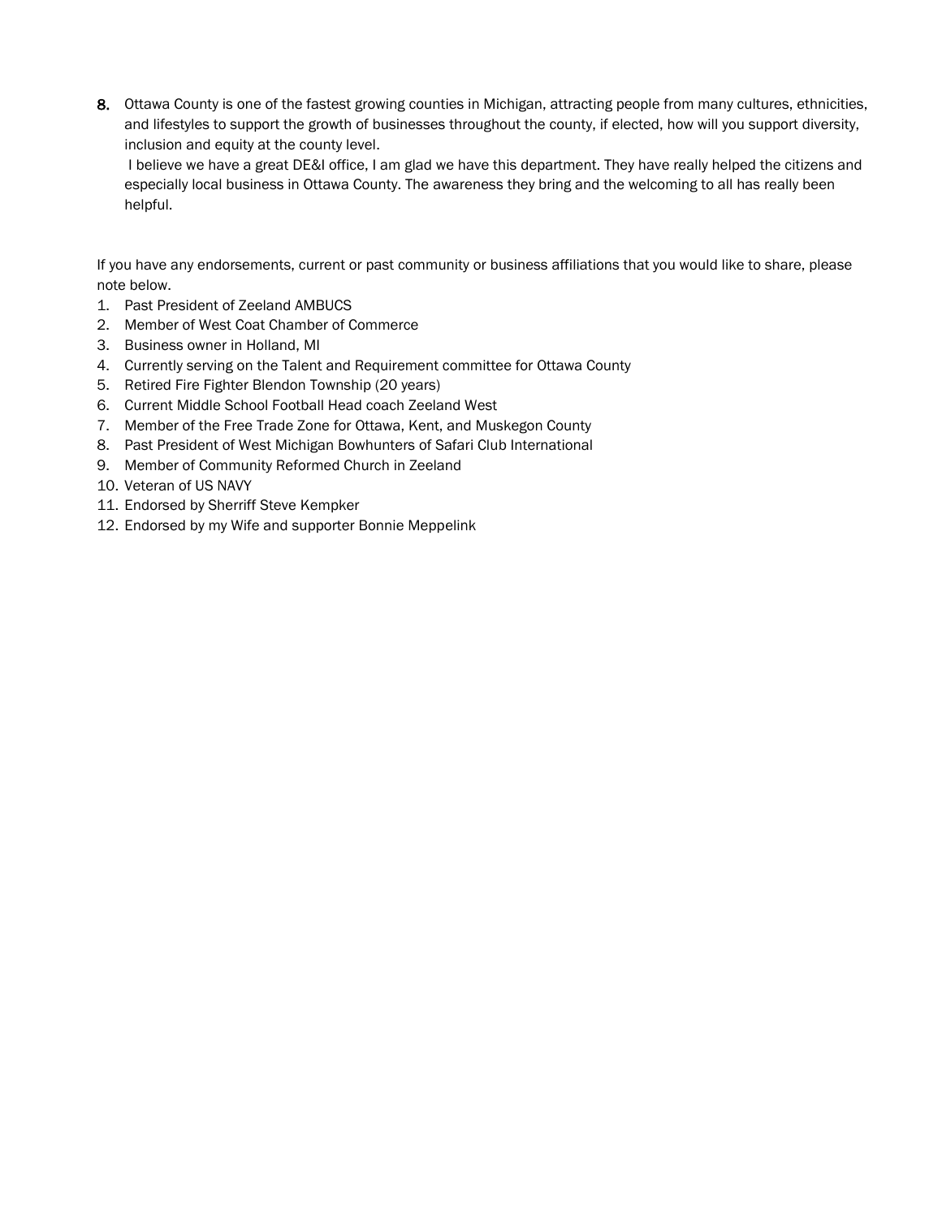8. Ottawa County is one of the fastest growing counties in Michigan, attracting people from many cultures, ethnicities, and lifestyles to support the growth of businesses throughout the county, if elected, how will you support diversity, inclusion and equity at the county level.

   I believe we have a great DE&I office, I am glad we have this department. They have really helped the citizens and especially local business in Ottawa County. The awareness they bring and the welcoming to all has really been helpful.

If you have any endorsements, current or past community or business affiliations that you would like to share, please note below.

1. Past President of Zeeland AMBUCS
2. Member of West Coat Chamber of Commerce
3. Business owner in Holland, MI
4. Currently serving on the Talent and Requirement committee for Ottawa County
5. Retired Fire Fighter Blendon Township (20 years)
6. Current Middle School Football Head coach Zeeland West
7. Member of the Free Trade Zone for Ottawa, Kent, and Muskegon County
8. Past President of West Michigan Bowhunters of Safari Club International
9. Member of Community Reformed Church in Zeeland
10. Veteran of US NAVY
11. Endorsed by Sherriff Steve Kempker
12. Endorsed by my Wife and supporter Bonnie Meppelink